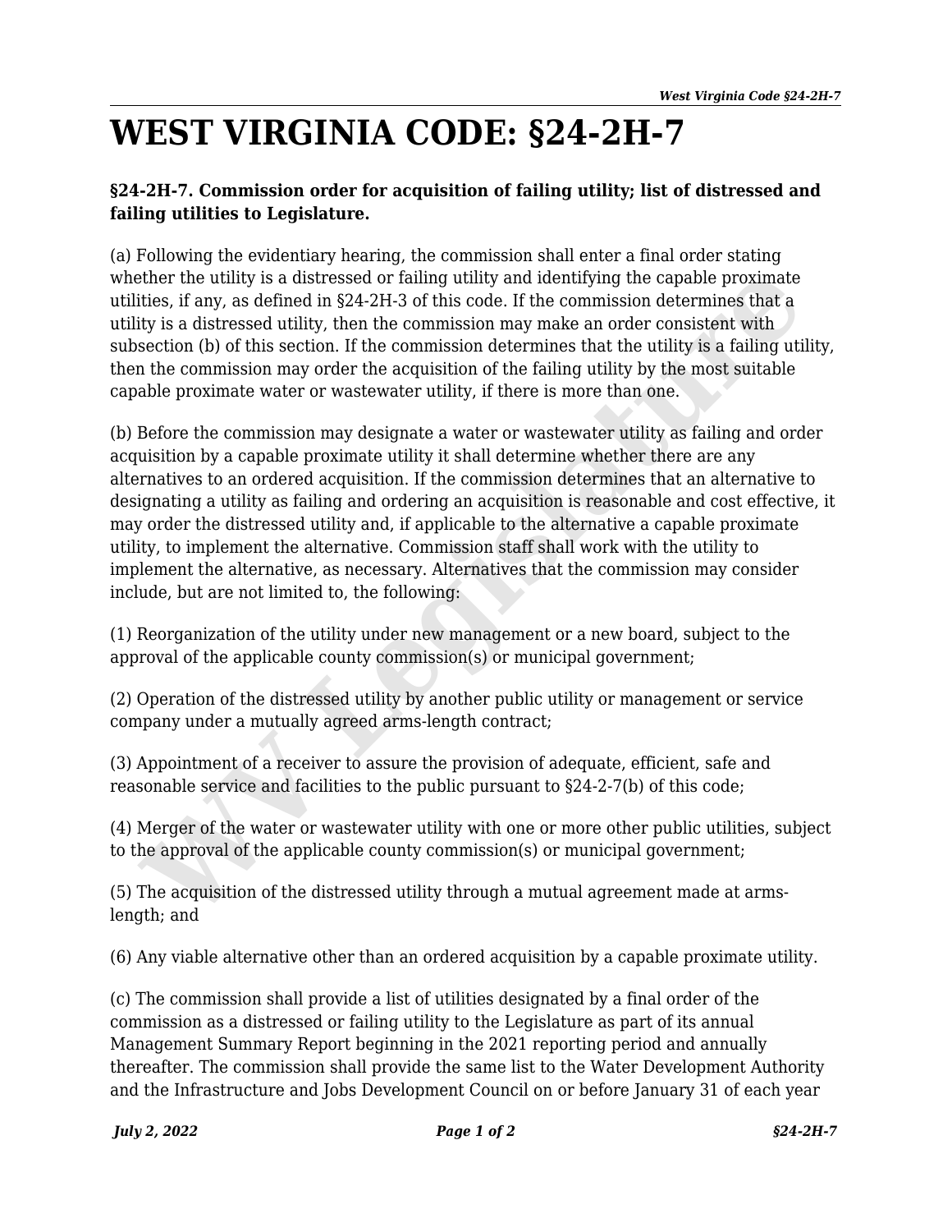# WEST VIRGINIA CODE: §24-2H-7

**§24-2H-7. Commission order for acquisition of failing utility; list of distressed and failing utilities to Legislature.**

(a) Following the evidentiary hearing, the commission shall enter a final order stating whether the utility is a distressed or failing utility and identifying the capable proximate utilities, if any, as defined in §24-2H-3 of this code. If the commission determines that a utility is a distressed utility, then the commission may make an order consistent with subsection (b) of this section. If the commission determines that the utility is a failing utility, then the commission may order the acquisition of the failing utility by the most suitable capable proximate water or wastewater utility, if there is more than one.

(b) Before the commission may designate a water or wastewater utility as failing and order acquisition by a capable proximate utility it shall determine whether there are any alternatives to an ordered acquisition. If the commission determines that an alternative to designating a utility as failing and ordering an acquisition is reasonable and cost effective, it may order the distressed utility and, if applicable to the alternative a capable proximate utility, to implement the alternative. Commission staff shall work with the utility to implement the alternative, as necessary. Alternatives that the commission may consider include, but are not limited to, the following:

(1) Reorganization of the utility under new management or a new board, subject to the approval of the applicable county commission(s) or municipal government;

(2) Operation of the distressed utility by another public utility or management or service company under a mutually agreed arms-length contract;

(3) Appointment of a receiver to assure the provision of adequate, efficient, safe and reasonable service and facilities to the public pursuant to §24-2-7(b) of this code;

(4) Merger of the water or wastewater utility with one or more other public utilities, subject to the approval of the applicable county commission(s) or municipal government;

(5) The acquisition of the distressed utility through a mutual agreement made at arms-length; and

(6) Any viable alternative other than an ordered acquisition by a capable proximate utility.

(c) The commission shall provide a list of utilities designated by a final order of the commission as a distressed or failing utility to the Legislature as part of its annual Management Summary Report beginning in the 2021 reporting period and annually thereafter. The commission shall provide the same list to the Water Development Authority and the Infrastructure and Jobs Development Council on or before January 31 of each year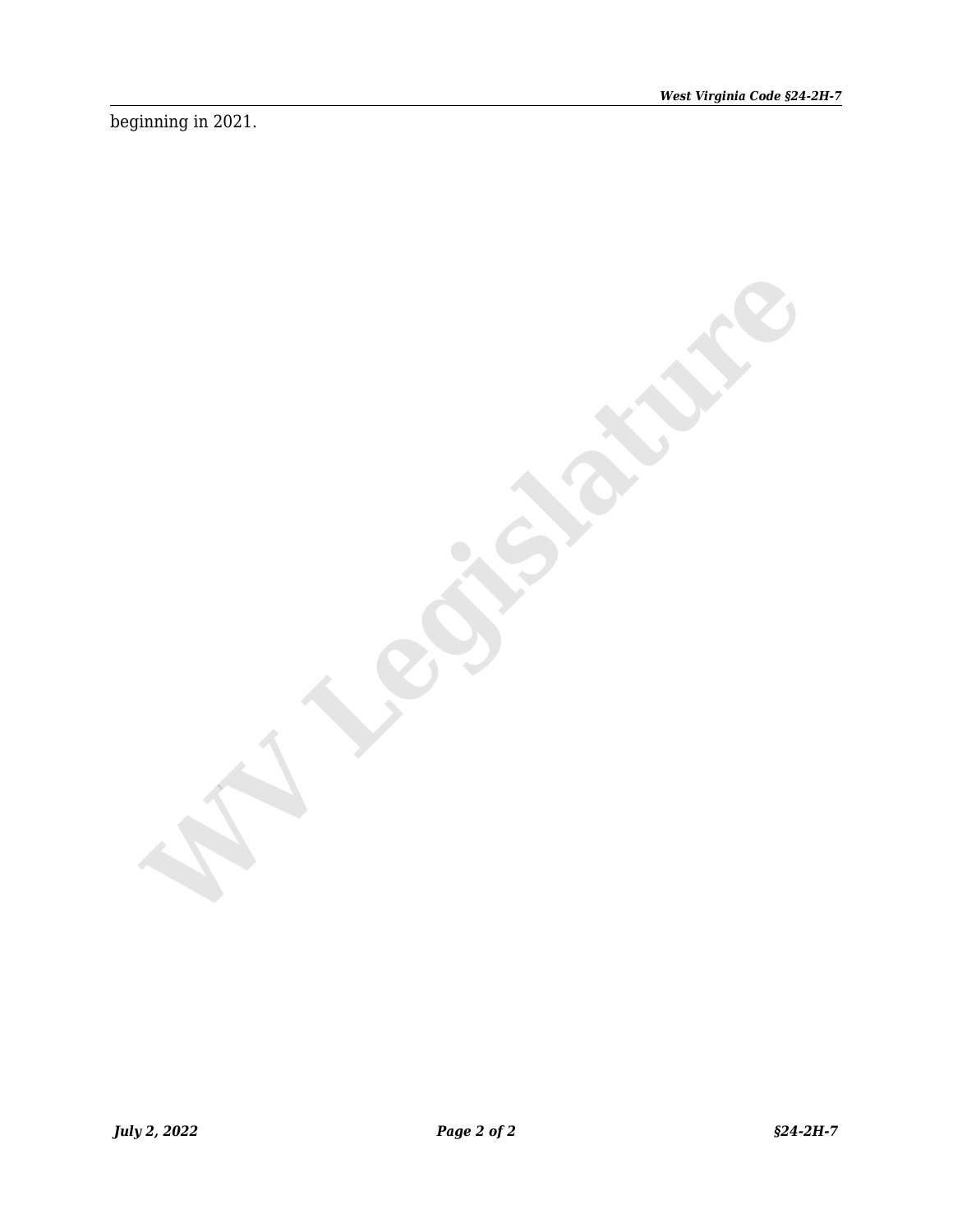beginning in 2021.